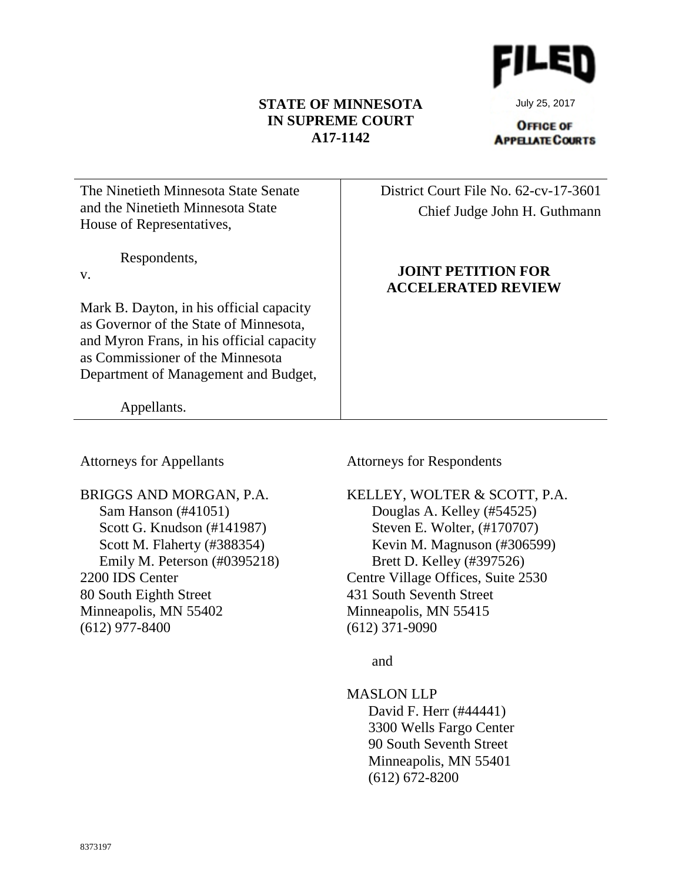FILED

July 25, 2017

OFFICE OF APPELLATE COURTS

**STATE OF MINNESOTA**
**IN SUPREME COURT**
**A17-1142**

| | |
|---|---|
| The Ninetieth Minnesota State Senate and the Ninetieth Minnesota State House of Representatives,<br><br>Respondents,<br>v.<br><br>Mark B. Dayton, in his official capacity as Governor of the State of Minnesota, and Myron Frans, in his official capacity as Commissioner of the Minnesota Department of Management and Budget,<br><br>Appellants. | District Court File No. 62-cv-17-3601<br>Chief Judge John H. Guthmann<br><br>**JOINT PETITION FOR ACCELERATED REVIEW** |

Attorneys for Appellants

BRIGGS AND MORGAN, P.A.
Sam Hanson (#41051)
Scott G. Knudson (#141987)
Scott M. Flaherty (#388354)
Emily M. Peterson (#0395218)
2200 IDS Center
80 South Eighth Street
Minneapolis, MN 55402
(612) 977-8400

Attorneys for Respondents

KELLEY, WOLTER & SCOTT, P.A.
Douglas A. Kelley (#54525)
Steven E. Wolter, (#170707)
Kevin M. Magnuson (#306599)
Brett D. Kelley (#397526)
Centre Village Offices, Suite 2530
431 South Seventh Street
Minneapolis, MN 55415
(612) 371-9090

and

MASLON LLP
David F. Herr (#44441)
3300 Wells Fargo Center
90 South Seventh Street
Minneapolis, MN 55401
(612) 672-8200

8373197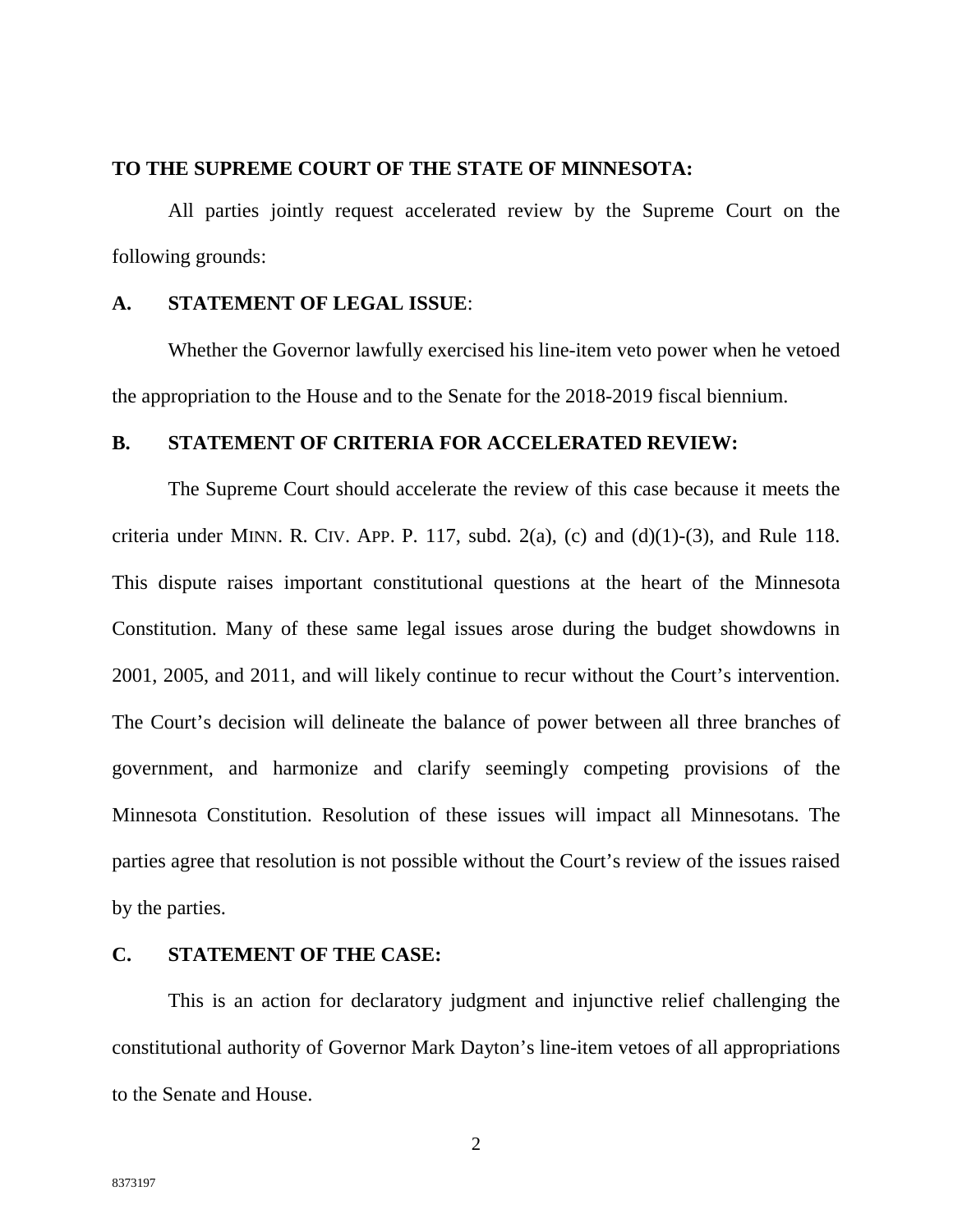**TO THE SUPREME COURT OF THE STATE OF MINNESOTA:**

All parties jointly request accelerated review by the Supreme Court on the following grounds:

**A. STATEMENT OF LEGAL ISSUE**:

Whether the Governor lawfully exercised his line-item veto power when he vetoed the appropriation to the House and to the Senate for the 2018-2019 fiscal biennium.

**B. STATEMENT OF CRITERIA FOR ACCELERATED REVIEW:**

The Supreme Court should accelerate the review of this case because it meets the criteria under MINN. R. CIV. APP. P. 117, subd. 2(a), (c) and (d)(1)-(3), and Rule 118. This dispute raises important constitutional questions at the heart of the Minnesota Constitution. Many of these same legal issues arose during the budget showdowns in 2001, 2005, and 2011, and will likely continue to recur without the Court's intervention. The Court's decision will delineate the balance of power between all three branches of government, and harmonize and clarify seemingly competing provisions of the Minnesota Constitution. Resolution of these issues will impact all Minnesotans. The parties agree that resolution is not possible without the Court's review of the issues raised by the parties.

**C. STATEMENT OF THE CASE:**

This is an action for declaratory judgment and injunctive relief challenging the constitutional authority of Governor Mark Dayton's line-item vetoes of all appropriations to the Senate and House.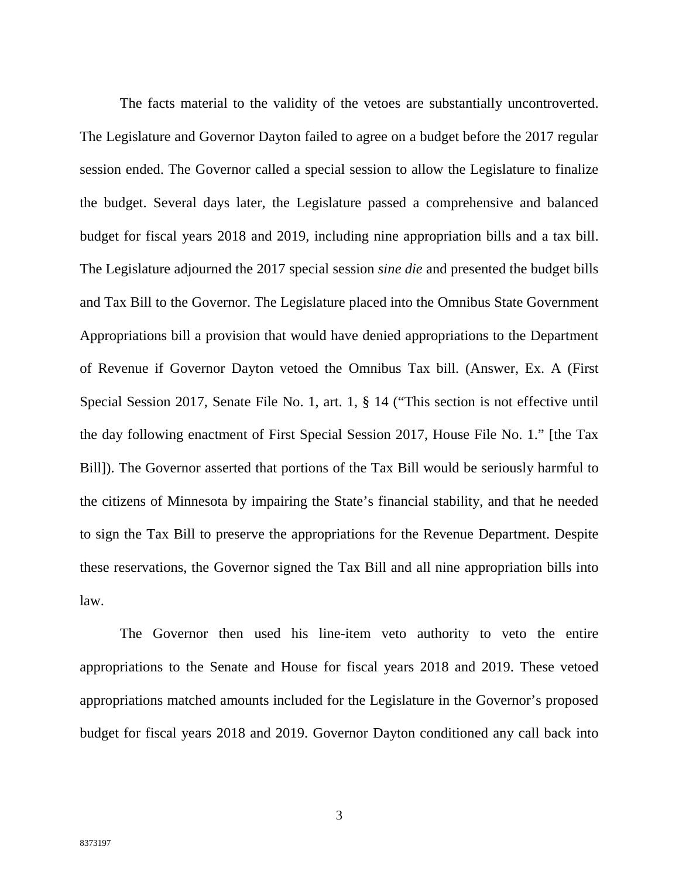The facts material to the validity of the vetoes are substantially uncontroverted. The Legislature and Governor Dayton failed to agree on a budget before the 2017 regular session ended. The Governor called a special session to allow the Legislature to finalize the budget. Several days later, the Legislature passed a comprehensive and balanced budget for fiscal years 2018 and 2019, including nine appropriation bills and a tax bill. The Legislature adjourned the 2017 special session *sine die* and presented the budget bills and Tax Bill to the Governor. The Legislature placed into the Omnibus State Government Appropriations bill a provision that would have denied appropriations to the Department of Revenue if Governor Dayton vetoed the Omnibus Tax bill. (Answer, Ex. A (First Special Session 2017, Senate File No. 1, art. 1, § 14 ("This section is not effective until the day following enactment of First Special Session 2017, House File No. 1." [the Tax Bill]). The Governor asserted that portions of the Tax Bill would be seriously harmful to the citizens of Minnesota by impairing the State's financial stability, and that he needed to sign the Tax Bill to preserve the appropriations for the Revenue Department. Despite these reservations, the Governor signed the Tax Bill and all nine appropriation bills into law.

The Governor then used his line-item veto authority to veto the entire appropriations to the Senate and House for fiscal years 2018 and 2019. These vetoed appropriations matched amounts included for the Legislature in the Governor's proposed budget for fiscal years 2018 and 2019. Governor Dayton conditioned any call back into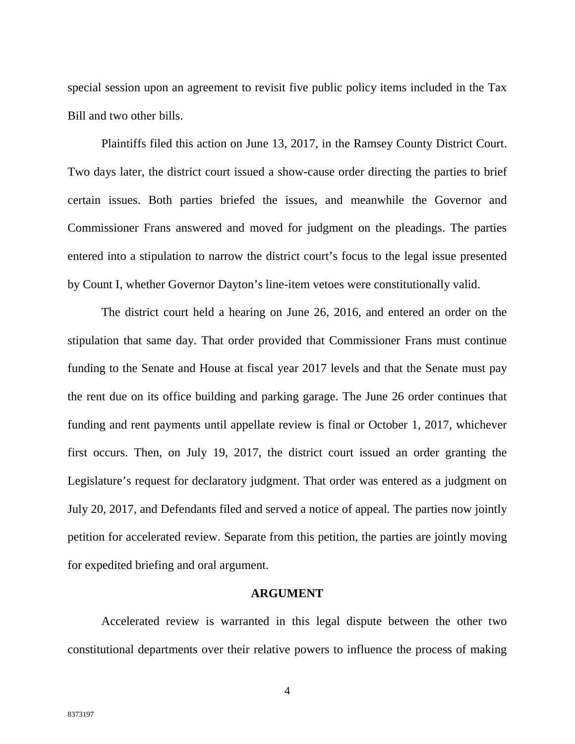special session upon an agreement to revisit five public policy items included in the Tax Bill and two other bills.

Plaintiffs filed this action on June 13, 2017, in the Ramsey County District Court. Two days later, the district court issued a show-cause order directing the parties to brief certain issues. Both parties briefed the issues, and meanwhile the Governor and Commissioner Frans answered and moved for judgment on the pleadings. The parties entered into a stipulation to narrow the district court's focus to the legal issue presented by Count I, whether Governor Dayton's line-item vetoes were constitutionally valid.

The district court held a hearing on June 26, 2016, and entered an order on the stipulation that same day. That order provided that Commissioner Frans must continue funding to the Senate and House at fiscal year 2017 levels and that the Senate must pay the rent due on its office building and parking garage. The June 26 order continues that funding and rent payments until appellate review is final or October 1, 2017, whichever first occurs. Then, on July 19, 2017, the district court issued an order granting the Legislature's request for declaratory judgment. That order was entered as a judgment on July 20, 2017, and Defendants filed and served a notice of appeal. The parties now jointly petition for accelerated review. Separate from this petition, the parties are jointly moving for expedited briefing and oral argument.

## ARGUMENT

Accelerated review is warranted in this legal dispute between the other two constitutional departments over their relative powers to influence the process of making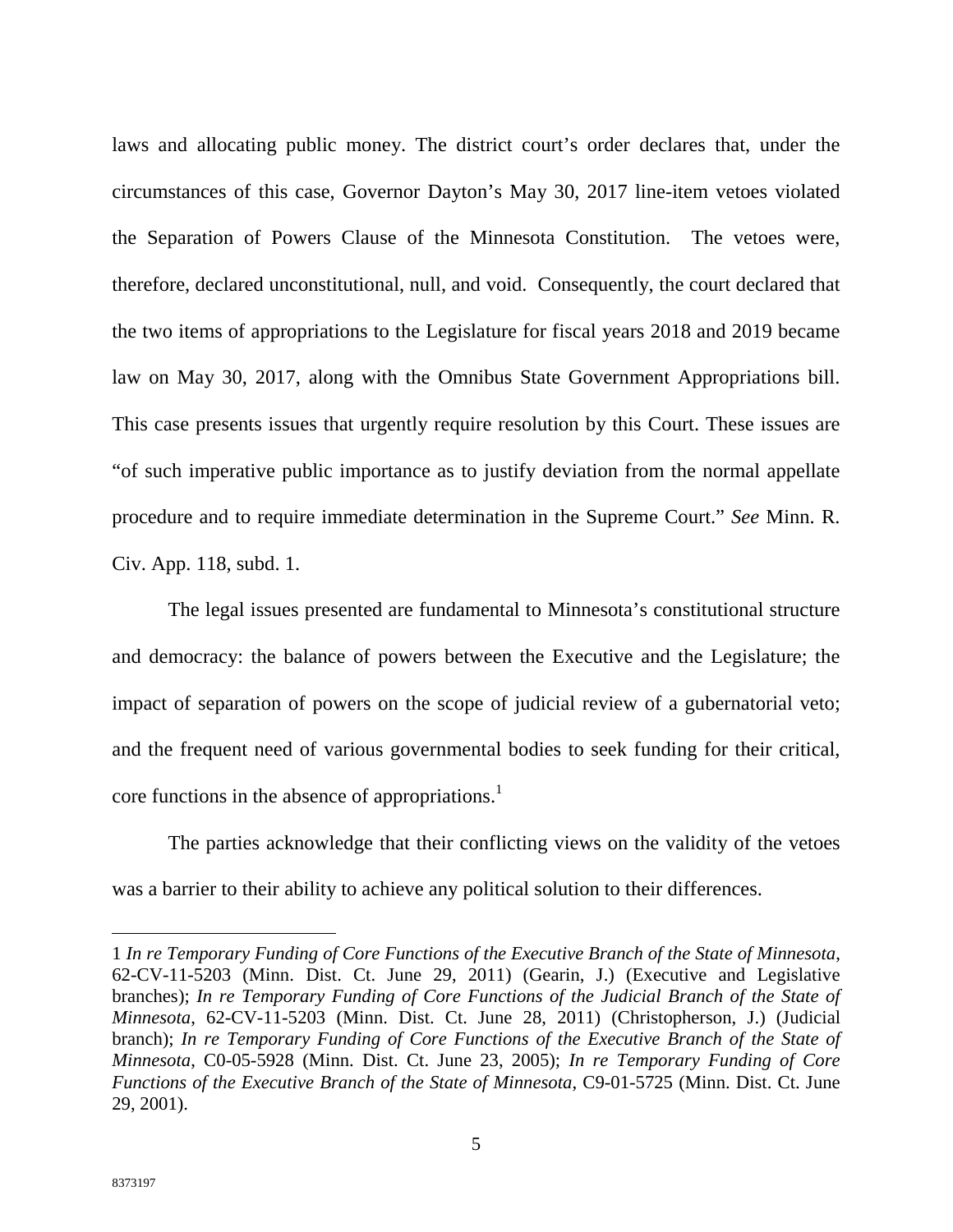laws and allocating public money. The district court's order declares that, under the circumstances of this case, Governor Dayton's May 30, 2017 line-item vetoes violated the Separation of Powers Clause of the Minnesota Constitution. The vetoes were, therefore, declared unconstitutional, null, and void. Consequently, the court declared that the two items of appropriations to the Legislature for fiscal years 2018 and 2019 became law on May 30, 2017, along with the Omnibus State Government Appropriations bill. This case presents issues that urgently require resolution by this Court. These issues are "of such imperative public importance as to justify deviation from the normal appellate procedure and to require immediate determination in the Supreme Court." *See* Minn. R. Civ. App. 118, subd. 1.

The legal issues presented are fundamental to Minnesota's constitutional structure and democracy: the balance of powers between the Executive and the Legislature; the impact of separation of powers on the scope of judicial review of a gubernatorial veto; and the frequent need of various governmental bodies to seek funding for their critical, core functions in the absence of appropriations.[1]

The parties acknowledge that their conflicting views on the validity of the vetoes was a barrier to their ability to achieve any political solution to their differences.

---

1 *In re Temporary Funding of Core Functions of the Executive Branch of the State of Minnesota*, 62-CV-11-5203 (Minn. Dist. Ct. June 29, 2011) (Gearin, J.) (Executive and Legislative branches); *In re Temporary Funding of Core Functions of the Judicial Branch of the State of Minnesota*, 62-CV-11-5203 (Minn. Dist. Ct. June 28, 2011) (Christopherson, J.) (Judicial branch); *In re Temporary Funding of Core Functions of the Executive Branch of the State of Minnesota*, C0-05-5928 (Minn. Dist. Ct. June 23, 2005); *In re Temporary Funding of Core Functions of the Executive Branch of the State of Minnesota*, C9-01-5725 (Minn. Dist. Ct. June 29, 2001).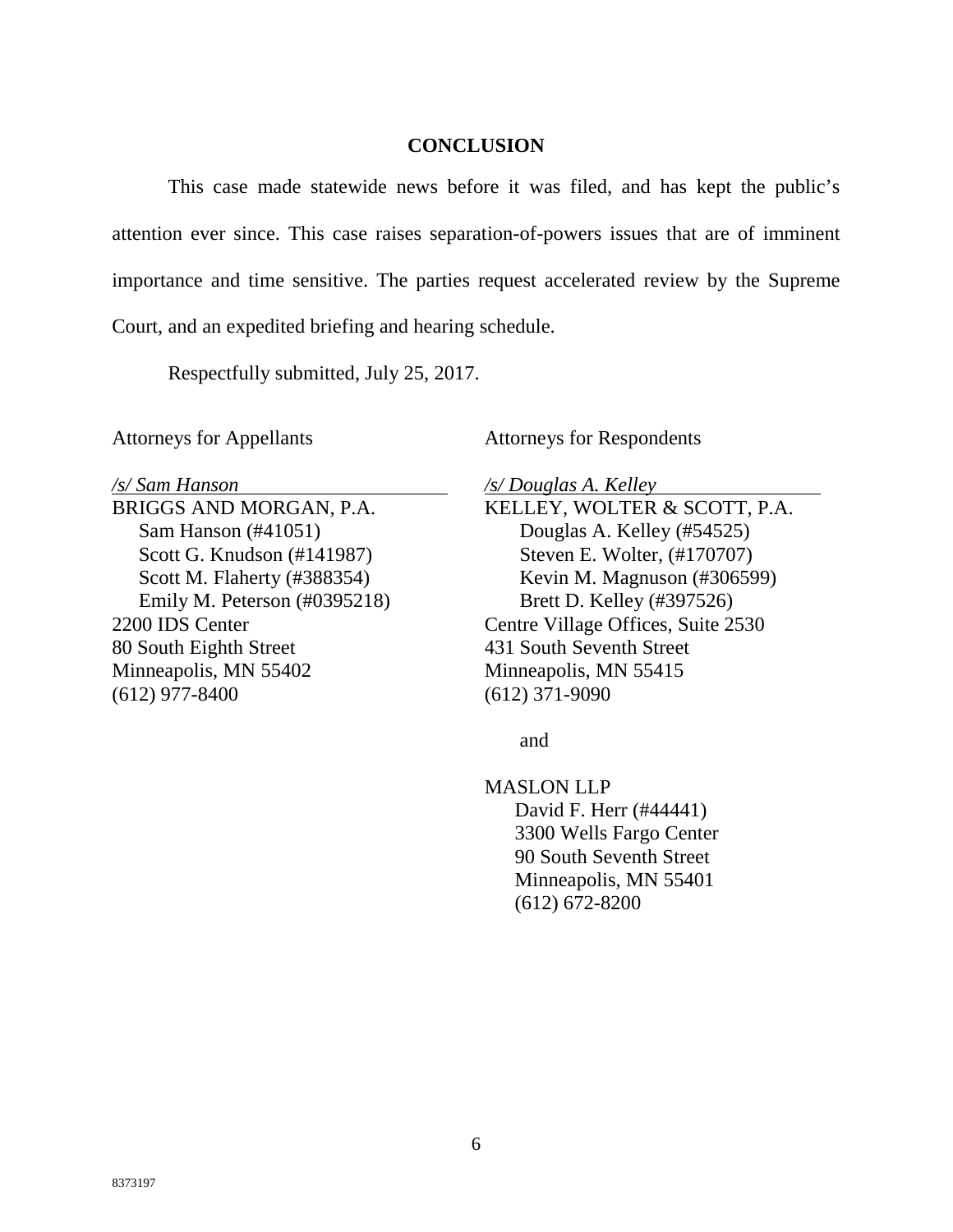## CONCLUSION

This case made statewide news before it was filed, and has kept the public's attention ever since. This case raises separation-of-powers issues that are of imminent importance and time sensitive. The parties request accelerated review by the Supreme Court, and an expedited briefing and hearing schedule.

Respectfully submitted, July 25, 2017.

Attorneys for Appellants

*/s/ Sam Hanson*
BRIGGS AND MORGAN, P.A.
Sam Hanson (#41051)
Scott G. Knudson (#141987)
Scott M. Flaherty (#388354)
Emily M. Peterson (#0395218)
2200 IDS Center
80 South Eighth Street
Minneapolis, MN 55402
(612) 977-8400

Attorneys for Respondents

*/s/ Douglas A. Kelley*
KELLEY, WOLTER & SCOTT, P.A.
Douglas A. Kelley (#54525)
Steven E. Wolter, (#170707)
Kevin M. Magnuson (#306599)
Brett D. Kelley (#397526)
Centre Village Offices, Suite 2530
431 South Seventh Street
Minneapolis, MN 55415
(612) 371-9090

and

MASLON LLP
David F. Herr (#44441)
3300 Wells Fargo Center
90 South Seventh Street
Minneapolis, MN 55401
(612) 672-8200

8373197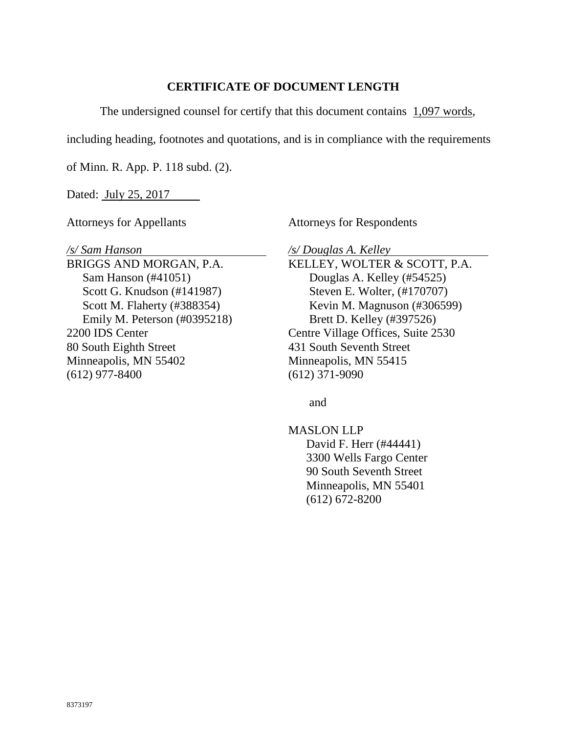**CERTIFICATE OF DOCUMENT LENGTH**

The undersigned counsel for certify that this document contains 1,097 words, including heading, footnotes and quotations, and is in compliance with the requirements of Minn. R. App. P. 118 subd. (2).

Dated: July 25, 2017

Attorneys for Appellants

*/s/ Sam Hanson*

BRIGGS AND MORGAN, P.A.
Sam Hanson (#41051)
Scott G. Knudson (#141987)
Scott M. Flaherty (#388354)
Emily M. Peterson (#0395218)
2200 IDS Center
80 South Eighth Street
Minneapolis, MN 55402
(612) 977-8400

Attorneys for Respondents

*/s/ Douglas A. Kelley*

KELLEY, WOLTER & SCOTT, P.A.
Douglas A. Kelley (#54525)
Steven E. Wolter, (#170707)
Kevin M. Magnuson (#306599)
Brett D. Kelley (#397526)
Centre Village Offices, Suite 2530
431 South Seventh Street
Minneapolis, MN 55415
(612) 371-9090

and

MASLON LLP
David F. Herr (#44441)
3300 Wells Fargo Center
90 South Seventh Street
Minneapolis, MN 55401
(612) 672-8200

8373197